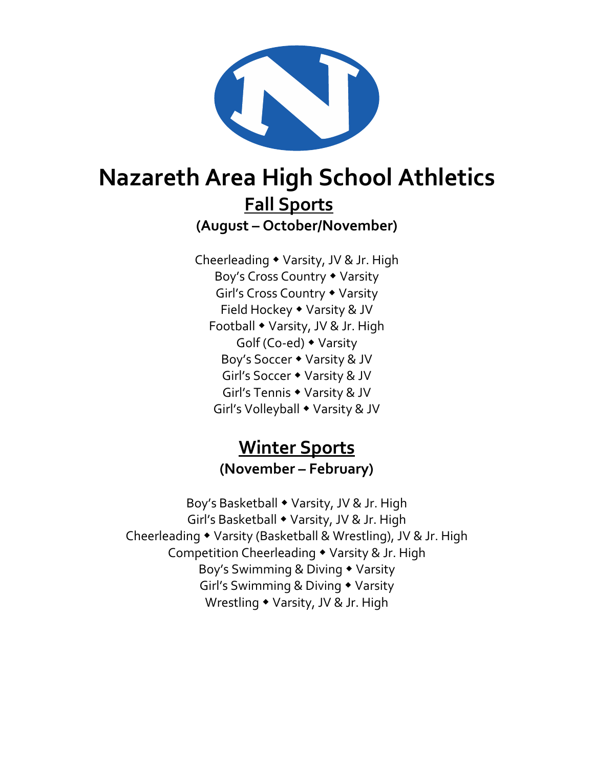# Nazareth Area High School Athletics

## Fall Sports

**(August – October/November)**

Cheerleading ◆ Varsity, JV & Jr. High
Boy's Cross Country ◆ Varsity
Girl's Cross Country ◆ Varsity
Field Hockey ◆ Varsity & JV
Football ◆ Varsity, JV & Jr. High
Golf (Co-ed) ◆ Varsity
Boy's Soccer ◆ Varsity & JV
Girl's Soccer ◆ Varsity & JV
Girl's Tennis ◆ Varsity & JV
Girl's Volleyball ◆ Varsity & JV

## Winter Sports

**(November – February)**

Boy's Basketball ◆ Varsity, JV & Jr. High
Girl's Basketball ◆ Varsity, JV & Jr. High
Cheerleading ◆ Varsity (Basketball & Wrestling), JV & Jr. High
Competition Cheerleading ◆ Varsity & Jr. High
Boy's Swimming & Diving ◆ Varsity
Girl's Swimming & Diving ◆ Varsity
Wrestling ◆ Varsity, JV & Jr. High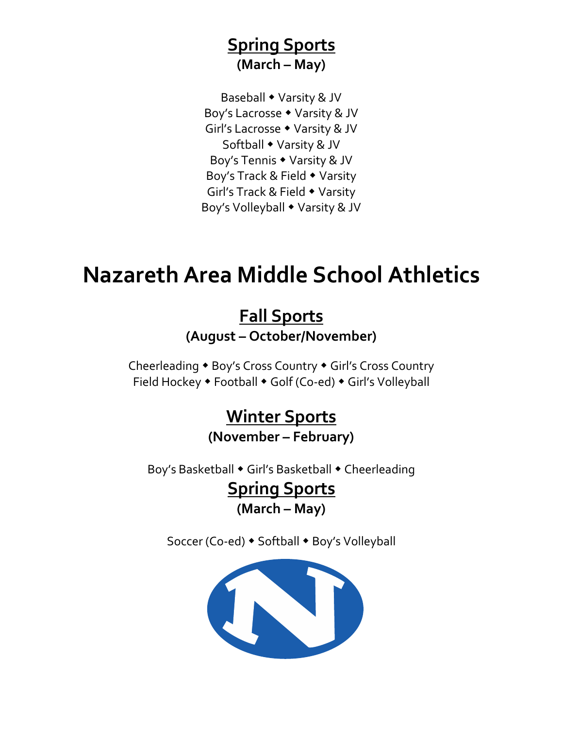## Spring Sports
**(March – May)**

Baseball ◆ Varsity & JV
Boy's Lacrosse ◆ Varsity & JV
Girl's Lacrosse ◆ Varsity & JV
Softball ◆ Varsity & JV
Boy's Tennis ◆ Varsity & JV
Boy's Track & Field ◆ Varsity
Girl's Track & Field ◆ Varsity
Boy's Volleyball ◆ Varsity & JV

# Nazareth Area Middle School Athletics

## Fall Sports
**(August – October/November)**

Cheerleading ◆ Boy's Cross Country ◆ Girl's Cross Country
Field Hockey ◆ Football ◆ Golf (Co-ed) ◆ Girl's Volleyball

## Winter Sports
**(November – February)**

Boy's Basketball ◆ Girl's Basketball ◆ Cheerleading

## Spring Sports
**(March – May)**

Soccer (Co-ed) ◆ Softball ◆ Boy's Volleyball